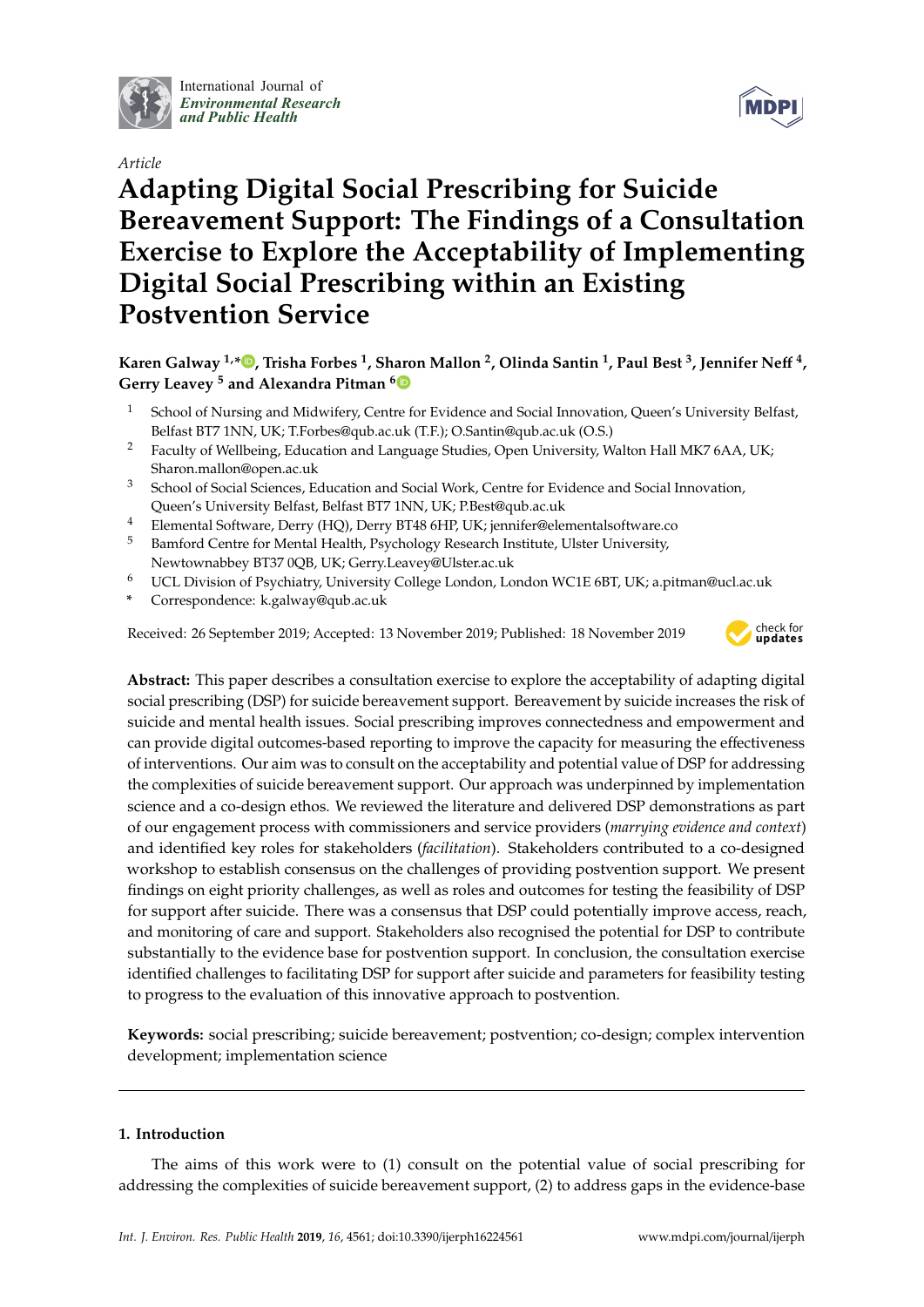International Journal of
*Environmental Research and Public Health*

*Article*

# Adapting Digital Social Prescribing for Suicide Bereavement Support: The Findings of a Consultation Exercise to Explore the Acceptability of Implementing Digital Social Prescribing within an Existing Postvention Service

**Karen Galway [1,*], Trisha Forbes [1], Sharon Mallon [2], Olinda Santin [1], Paul Best [3], Jennifer Neff [4], Gerry Leavey [5] and Alexandra Pitman [6]**

1. School of Nursing and Midwifery, Centre for Evidence and Social Innovation, Queen's University Belfast, Belfast BT7 1NN, UK; T.Forbes@qub.ac.uk (T.F.); O.Santin@qub.ac.uk (O.S.)
2. Faculty of Wellbeing, Education and Language Studies, Open University, Walton Hall MK7 6AA, UK; Sharon.mallon@open.ac.uk
3. School of Social Sciences, Education and Social Work, Centre for Evidence and Social Innovation, Queen's University Belfast, Belfast BT7 1NN, UK; P.Best@qub.ac.uk
4. Elemental Software, Derry (HQ), Derry BT48 6HP, UK; jennifer@elementalsoftware.co
5. Bamford Centre for Mental Health, Psychology Research Institute, Ulster University, Newtownabbey BT37 0QB, UK; Gerry.Leavey@Ulster.ac.uk
6. UCL Division of Psychiatry, University College London, London WC1E 6BT, UK; a.pitman@ucl.ac.uk

\* Correspondence: k.galway@qub.ac.uk

Received: 26 September 2019; Accepted: 13 November 2019; Published: 18 November 2019

**Abstract:** This paper describes a consultation exercise to explore the acceptability of adapting digital social prescribing (DSP) for suicide bereavement support. Bereavement by suicide increases the risk of suicide and mental health issues. Social prescribing improves connectedness and empowerment and can provide digital outcomes-based reporting to improve the capacity for measuring the effectiveness of interventions. Our aim was to consult on the acceptability and potential value of DSP for addressing the complexities of suicide bereavement support. Our approach was underpinned by implementation science and a co-design ethos. We reviewed the literature and delivered DSP demonstrations as part of our engagement process with commissioners and service providers (*marrying evidence and context*) and identified key roles for stakeholders (*facilitation*). Stakeholders contributed to a co-designed workshop to establish consensus on the challenges of providing postvention support. We present findings on eight priority challenges, as well as roles and outcomes for testing the feasibility of DSP for support after suicide. There was a consensus that DSP could potentially improve access, reach, and monitoring of care and support. Stakeholders also recognised the potential for DSP to contribute substantially to the evidence base for postvention support. In conclusion, the consultation exercise identified challenges to facilitating DSP for support after suicide and parameters for feasibility testing to progress to the evaluation of this innovative approach to postvention.

**Keywords:** social prescribing; suicide bereavement; postvention; co-design; complex intervention development; implementation science

## 1. Introduction

The aims of this work were to (1) consult on the potential value of social prescribing for addressing the complexities of suicide bereavement support, (2) to address gaps in the evidence-base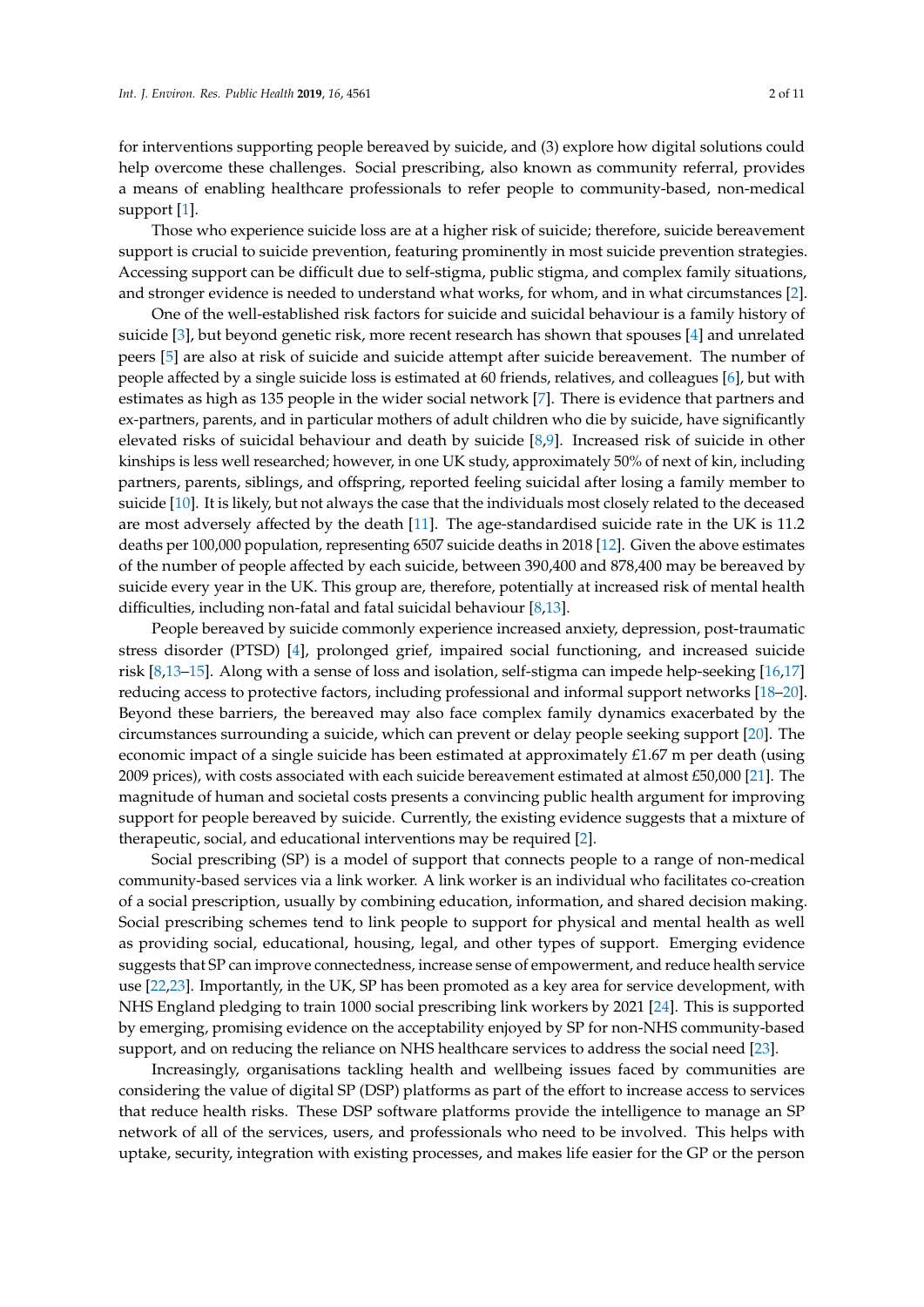for interventions supporting people bereaved by suicide, and (3) explore how digital solutions could help overcome these challenges. Social prescribing, also known as community referral, provides a means of enabling healthcare professionals to refer people to community-based, non-medical support [1].

Those who experience suicide loss are at a higher risk of suicide; therefore, suicide bereavement support is crucial to suicide prevention, featuring prominently in most suicide prevention strategies. Accessing support can be difficult due to self-stigma, public stigma, and complex family situations, and stronger evidence is needed to understand what works, for whom, and in what circumstances [2].

One of the well-established risk factors for suicide and suicidal behaviour is a family history of suicide [3], but beyond genetic risk, more recent research has shown that spouses [4] and unrelated peers [5] are also at risk of suicide and suicide attempt after suicide bereavement. The number of people affected by a single suicide loss is estimated at 60 friends, relatives, and colleagues [6], but with estimates as high as 135 people in the wider social network [7]. There is evidence that partners and ex-partners, parents, and in particular mothers of adult children who die by suicide, have significantly elevated risks of suicidal behaviour and death by suicide [8,9]. Increased risk of suicide in other kinships is less well researched; however, in one UK study, approximately 50% of next of kin, including partners, parents, siblings, and offspring, reported feeling suicidal after losing a family member to suicide [10]. It is likely, but not always the case that the individuals most closely related to the deceased are most adversely affected by the death [11]. The age-standardised suicide rate in the UK is 11.2 deaths per 100,000 population, representing 6507 suicide deaths in 2018 [12]. Given the above estimates of the number of people affected by each suicide, between 390,400 and 878,400 may be bereaved by suicide every year in the UK. This group are, therefore, potentially at increased risk of mental health difficulties, including non-fatal and fatal suicidal behaviour [8,13].

People bereaved by suicide commonly experience increased anxiety, depression, post-traumatic stress disorder (PTSD) [4], prolonged grief, impaired social functioning, and increased suicide risk [8,13–15]. Along with a sense of loss and isolation, self-stigma can impede help-seeking [16,17] reducing access to protective factors, including professional and informal support networks [18–20]. Beyond these barriers, the bereaved may also face complex family dynamics exacerbated by the circumstances surrounding a suicide, which can prevent or delay people seeking support [20]. The economic impact of a single suicide has been estimated at approximately £1.67 m per death (using 2009 prices), with costs associated with each suicide bereavement estimated at almost £50,000 [21]. The magnitude of human and societal costs presents a convincing public health argument for improving support for people bereaved by suicide. Currently, the existing evidence suggests that a mixture of therapeutic, social, and educational interventions may be required [2].

Social prescribing (SP) is a model of support that connects people to a range of non-medical community-based services via a link worker. A link worker is an individual who facilitates co-creation of a social prescription, usually by combining education, information, and shared decision making. Social prescribing schemes tend to link people to support for physical and mental health as well as providing social, educational, housing, legal, and other types of support. Emerging evidence suggests that SP can improve connectedness, increase sense of empowerment, and reduce health service use [22,23]. Importantly, in the UK, SP has been promoted as a key area for service development, with NHS England pledging to train 1000 social prescribing link workers by 2021 [24]. This is supported by emerging, promising evidence on the acceptability enjoyed by SP for non-NHS community-based support, and on reducing the reliance on NHS healthcare services to address the social need [23].

Increasingly, organisations tackling health and wellbeing issues faced by communities are considering the value of digital SP (DSP) platforms as part of the effort to increase access to services that reduce health risks. These DSP software platforms provide the intelligence to manage an SP network of all of the services, users, and professionals who need to be involved. This helps with uptake, security, integration with existing processes, and makes life easier for the GP or the person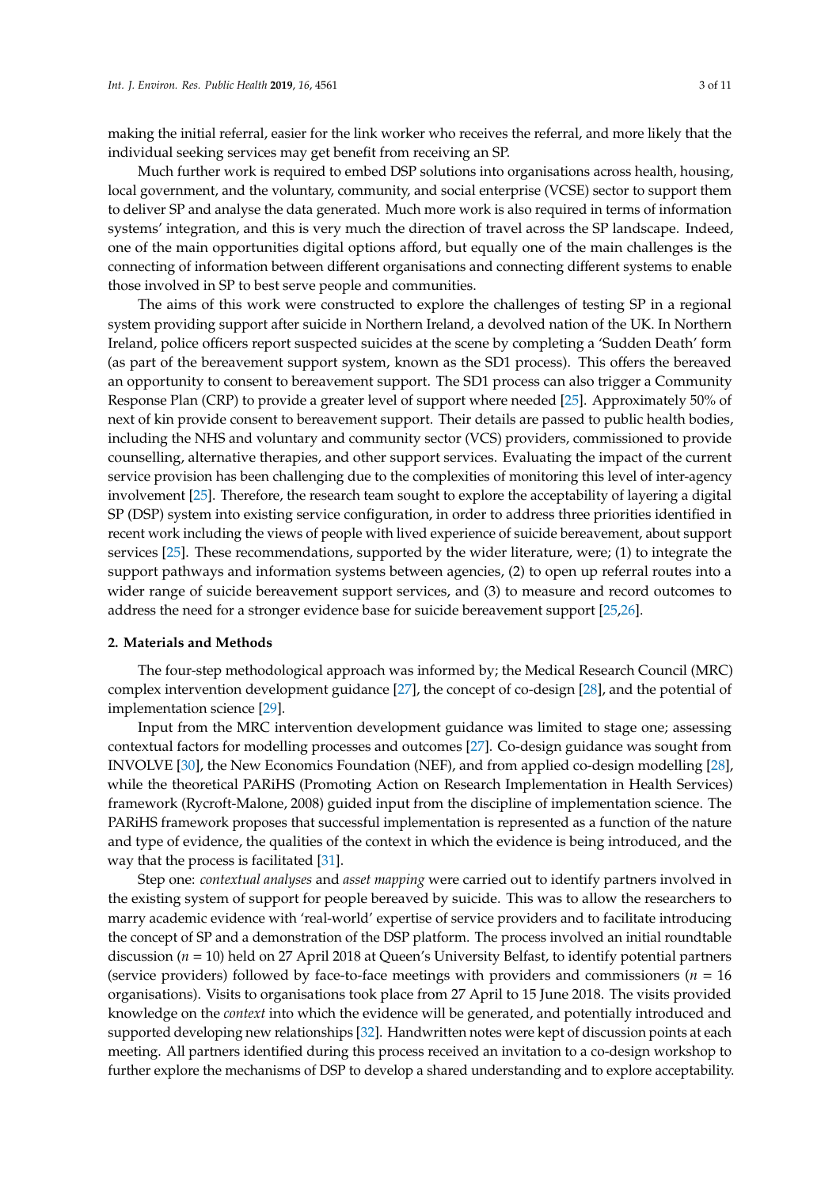making the initial referral, easier for the link worker who receives the referral, and more likely that the individual seeking services may get benefit from receiving an SP.

Much further work is required to embed DSP solutions into organisations across health, housing, local government, and the voluntary, community, and social enterprise (VCSE) sector to support them to deliver SP and analyse the data generated. Much more work is also required in terms of information systems' integration, and this is very much the direction of travel across the SP landscape. Indeed, one of the main opportunities digital options afford, but equally one of the main challenges is the connecting of information between different organisations and connecting different systems to enable those involved in SP to best serve people and communities.

The aims of this work were constructed to explore the challenges of testing SP in a regional system providing support after suicide in Northern Ireland, a devolved nation of the UK. In Northern Ireland, police officers report suspected suicides at the scene by completing a 'Sudden Death' form (as part of the bereavement support system, known as the SD1 process). This offers the bereaved an opportunity to consent to bereavement support. The SD1 process can also trigger a Community Response Plan (CRP) to provide a greater level of support where needed [25]. Approximately 50% of next of kin provide consent to bereavement support. Their details are passed to public health bodies, including the NHS and voluntary and community sector (VCS) providers, commissioned to provide counselling, alternative therapies, and other support services. Evaluating the impact of the current service provision has been challenging due to the complexities of monitoring this level of inter-agency involvement [25]. Therefore, the research team sought to explore the acceptability of layering a digital SP (DSP) system into existing service configuration, in order to address three priorities identified in recent work including the views of people with lived experience of suicide bereavement, about support services [25]. These recommendations, supported by the wider literature, were; (1) to integrate the support pathways and information systems between agencies, (2) to open up referral routes into a wider range of suicide bereavement support services, and (3) to measure and record outcomes to address the need for a stronger evidence base for suicide bereavement support [25,26].

## 2. Materials and Methods

The four-step methodological approach was informed by; the Medical Research Council (MRC) complex intervention development guidance [27], the concept of co-design [28], and the potential of implementation science [29].

Input from the MRC intervention development guidance was limited to stage one; assessing contextual factors for modelling processes and outcomes [27]. Co-design guidance was sought from INVOLVE [30], the New Economics Foundation (NEF), and from applied co-design modelling [28], while the theoretical PARiHS (Promoting Action on Research Implementation in Health Services) framework (Rycroft-Malone, 2008) guided input from the discipline of implementation science. The PARiHS framework proposes that successful implementation is represented as a function of the nature and type of evidence, the qualities of the context in which the evidence is being introduced, and the way that the process is facilitated [31].

Step one: *contextual analyses* and *asset mapping* were carried out to identify partners involved in the existing system of support for people bereaved by suicide. This was to allow the researchers to marry academic evidence with 'real-world' expertise of service providers and to facilitate introducing the concept of SP and a demonstration of the DSP platform. The process involved an initial roundtable discussion ($n = 10$) held on 27 April 2018 at Queen's University Belfast, to identify potential partners (service providers) followed by face-to-face meetings with providers and commissioners ($n = 16$ organisations). Visits to organisations took place from 27 April to 15 June 2018. The visits provided knowledge on the *context* into which the evidence will be generated, and potentially introduced and supported developing new relationships [32]. Handwritten notes were kept of discussion points at each meeting. All partners identified during this process received an invitation to a co-design workshop to further explore the mechanisms of DSP to develop a shared understanding and to explore acceptability.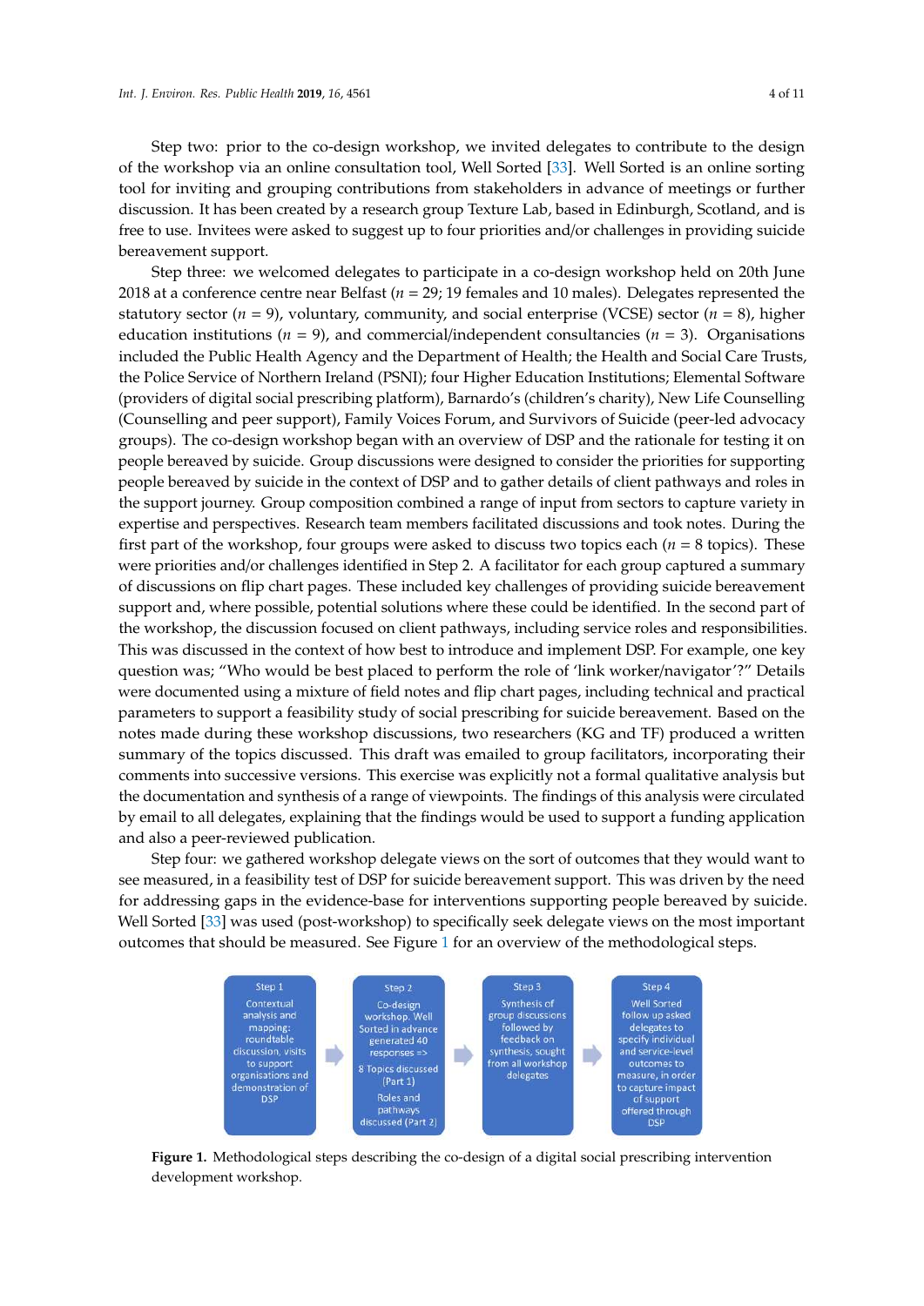Step two: prior to the co-design workshop, we invited delegates to contribute to the design of the workshop via an online consultation tool, Well Sorted [33]. Well Sorted is an online sorting tool for inviting and grouping contributions from stakeholders in advance of meetings or further discussion. It has been created by a research group Texture Lab, based in Edinburgh, Scotland, and is free to use. Invitees were asked to suggest up to four priorities and/or challenges in providing suicide bereavement support.

Step three: we welcomed delegates to participate in a co-design workshop held on 20th June 2018 at a conference centre near Belfast (*n* = 29; 19 females and 10 males). Delegates represented the statutory sector (*n* = 9), voluntary, community, and social enterprise (VCSE) sector (*n* = 8), higher education institutions (*n* = 9), and commercial/independent consultancies (*n* = 3). Organisations included the Public Health Agency and the Department of Health; the Health and Social Care Trusts, the Police Service of Northern Ireland (PSNI); four Higher Education Institutions; Elemental Software (providers of digital social prescribing platform), Barnardo's (children's charity), New Life Counselling (Counselling and peer support), Family Voices Forum, and Survivors of Suicide (peer-led advocacy groups). The co-design workshop began with an overview of DSP and the rationale for testing it on people bereaved by suicide. Group discussions were designed to consider the priorities for supporting people bereaved by suicide in the context of DSP and to gather details of client pathways and roles in the support journey. Group composition combined a range of input from sectors to capture variety in expertise and perspectives. Research team members facilitated discussions and took notes. During the first part of the workshop, four groups were asked to discuss two topics each (*n* = 8 topics). These were priorities and/or challenges identified in Step 2. A facilitator for each group captured a summary of discussions on flip chart pages. These included key challenges of providing suicide bereavement support and, where possible, potential solutions where these could be identified. In the second part of the workshop, the discussion focused on client pathways, including service roles and responsibilities. This was discussed in the context of how best to introduce and implement DSP. For example, one key question was; "Who would be best placed to perform the role of 'link worker/navigator'?" Details were documented using a mixture of field notes and flip chart pages, including technical and practical parameters to support a feasibility study of social prescribing for suicide bereavement. Based on the notes made during these workshop discussions, two researchers (KG and TF) produced a written summary of the topics discussed. This draft was emailed to group facilitators, incorporating their comments into successive versions. This exercise was explicitly not a formal qualitative analysis but the documentation and synthesis of a range of viewpoints. The findings of this analysis were circulated by email to all delegates, explaining that the findings would be used to support a funding application and also a peer-reviewed publication.

Step four: we gathered workshop delegate views on the sort of outcomes that they would want to see measured, in a feasibility test of DSP for suicide bereavement support. This was driven by the need for addressing gaps in the evidence-base for interventions supporting people bereaved by suicide. Well Sorted [33] was used (post-workshop) to specifically seek delegate views on the most important outcomes that should be measured. See Figure 1 for an overview of the methodological steps.

Step 1: Contextual analysis and mapping: roundtable discussion, visits to support organisations and demonstration of DSP → Step 2: Co-design workshop. Well Sorted in advance generated 40 responses => 8 Topics discussed (Part 1) Roles and pathways discussed (Part 2) → Step 3: Synthesis of group discussions followed by feedback on synthesis, sought from all workshop delegates → Step 4: Well Sorted follow up asked delegates to specify individual and service-level outcomes to measure, in order to capture impact of support offered through DSP

**Figure 1.** Methodological steps describing the co-design of a digital social prescribing intervention development workshop.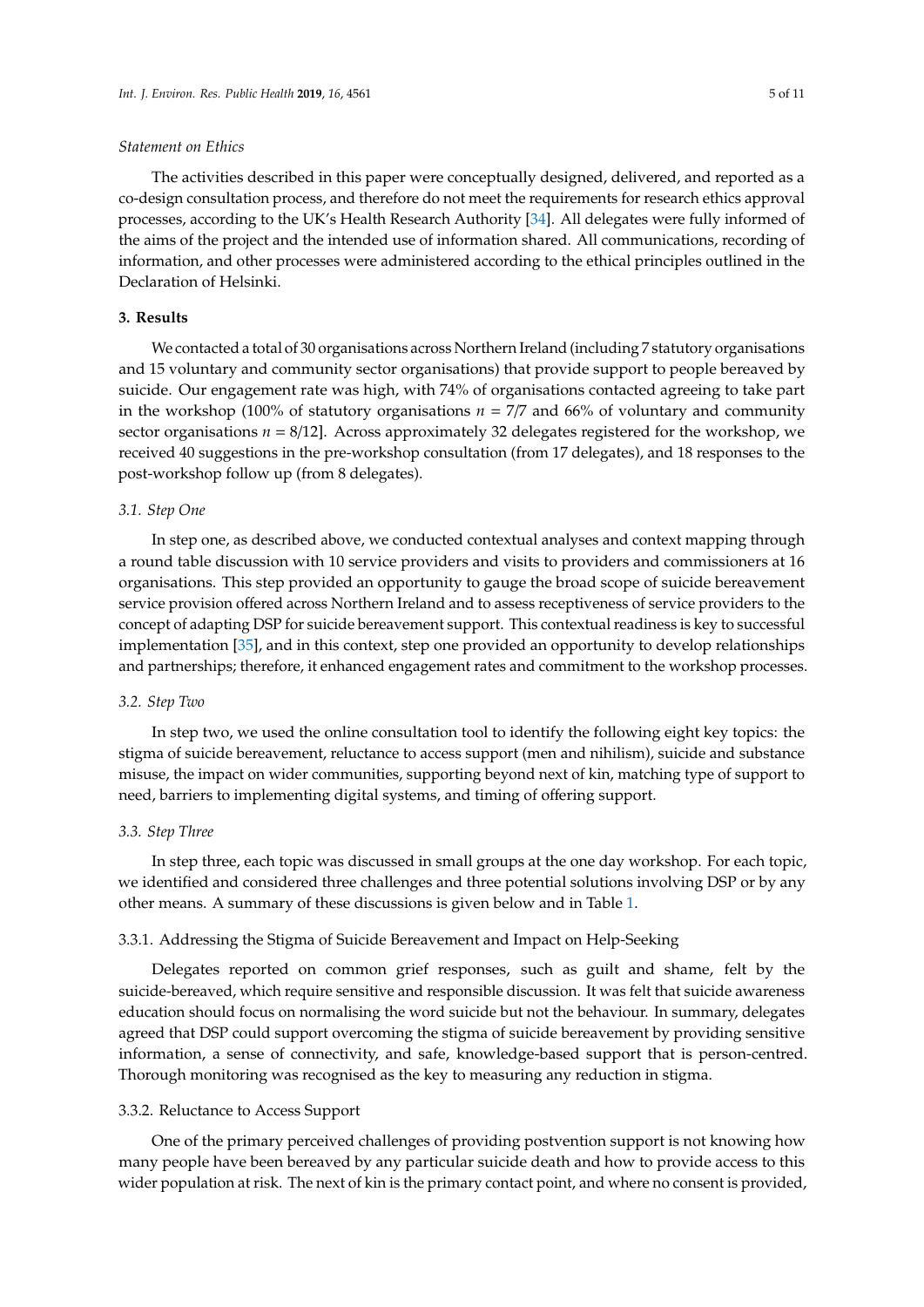*Statement on Ethics*

The activities described in this paper were conceptually designed, delivered, and reported as a co-design consultation process, and therefore do not meet the requirements for research ethics approval processes, according to the UK's Health Research Authority [34]. All delegates were fully informed of the aims of the project and the intended use of information shared. All communications, recording of information, and other processes were administered according to the ethical principles outlined in the Declaration of Helsinki.

## 3. Results

We contacted a total of 30 organisations across Northern Ireland (including 7 statutory organisations and 15 voluntary and community sector organisations) that provide support to people bereaved by suicide. Our engagement rate was high, with 74% of organisations contacted agreeing to take part in the workshop (100% of statutory organisations $n = 7/7$ and 66% of voluntary and community sector organisations $n = 8/12$]. Across approximately 32 delegates registered for the workshop, we received 40 suggestions in the pre-workshop consultation (from 17 delegates), and 18 responses to the post-workshop follow up (from 8 delegates).

### *3.1. Step One*

In step one, as described above, we conducted contextual analyses and context mapping through a round table discussion with 10 service providers and visits to providers and commissioners at 16 organisations. This step provided an opportunity to gauge the broad scope of suicide bereavement service provision offered across Northern Ireland and to assess receptiveness of service providers to the concept of adapting DSP for suicide bereavement support. This contextual readiness is key to successful implementation [35], and in this context, step one provided an opportunity to develop relationships and partnerships; therefore, it enhanced engagement rates and commitment to the workshop processes.

### *3.2. Step Two*

In step two, we used the online consultation tool to identify the following eight key topics: the stigma of suicide bereavement, reluctance to access support (men and nihilism), suicide and substance misuse, the impact on wider communities, supporting beyond next of kin, matching type of support to need, barriers to implementing digital systems, and timing of offering support.

### *3.3. Step Three*

In step three, each topic was discussed in small groups at the one day workshop. For each topic, we identified and considered three challenges and three potential solutions involving DSP or by any other means. A summary of these discussions is given below and in Table 1.

#### 3.3.1. Addressing the Stigma of Suicide Bereavement and Impact on Help-Seeking

Delegates reported on common grief responses, such as guilt and shame, felt by the suicide-bereaved, which require sensitive and responsible discussion. It was felt that suicide awareness education should focus on normalising the word suicide but not the behaviour. In summary, delegates agreed that DSP could support overcoming the stigma of suicide bereavement by providing sensitive information, a sense of connectivity, and safe, knowledge-based support that is person-centred. Thorough monitoring was recognised as the key to measuring any reduction in stigma.

#### 3.3.2. Reluctance to Access Support

One of the primary perceived challenges of providing postvention support is not knowing how many people have been bereaved by any particular suicide death and how to provide access to this wider population at risk. The next of kin is the primary contact point, and where no consent is provided,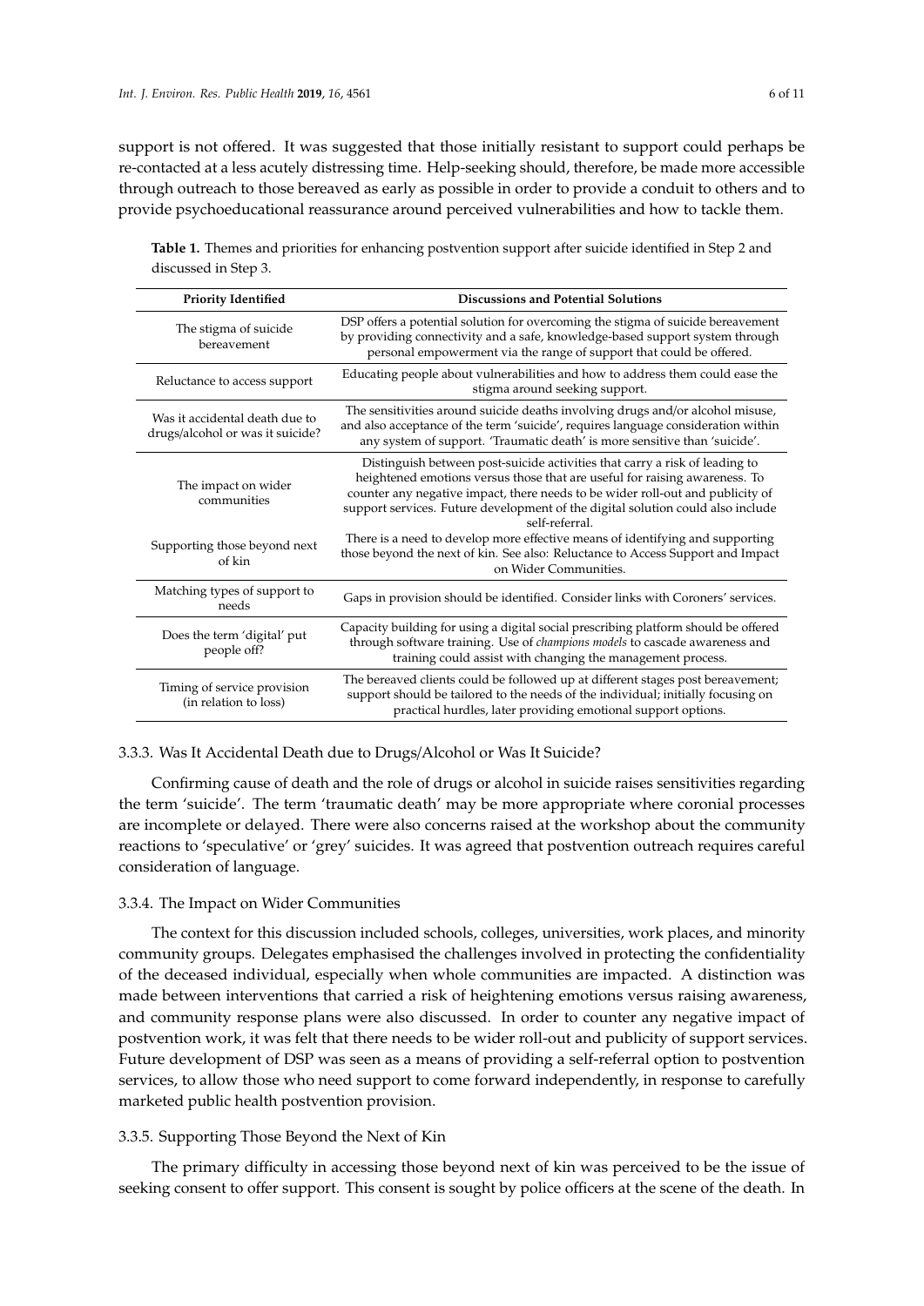support is not offered. It was suggested that those initially resistant to support could perhaps be re-contacted at a less acutely distressing time. Help-seeking should, therefore, be made more accessible through outreach to those bereaved as early as possible in order to provide a conduit to others and to provide psychoeducational reassurance around perceived vulnerabilities and how to tackle them.

**Table 1.** Themes and priorities for enhancing postvention support after suicide identified in Step 2 and discussed in Step 3.

| Priority Identified | Discussions and Potential Solutions |
| --- | --- |
| The stigma of suicide bereavement | DSP offers a potential solution for overcoming the stigma of suicide bereavement by providing connectivity and a safe, knowledge-based support system through personal empowerment via the range of support that could be offered. |
| Reluctance to access support | Educating people about vulnerabilities and how to address them could ease the stigma around seeking support. |
| Was it accidental death due to drugs/alcohol or was it suicide? | The sensitivities around suicide deaths involving drugs and/or alcohol misuse, and also acceptance of the term 'suicide', requires language consideration within any system of support. 'Traumatic death' is more sensitive than 'suicide'. |
| The impact on wider communities | Distinguish between post-suicide activities that carry a risk of leading to heightened emotions versus those that are useful for raising awareness. To counter any negative impact, there needs to be wider roll-out and publicity of support services. Future development of the digital solution could also include self-referral. |
| Supporting those beyond next of kin | There is a need to develop more effective means of identifying and supporting those beyond the next of kin. See also: Reluctance to Access Support and Impact on Wider Communities. |
| Matching types of support to needs | Gaps in provision should be identified. Consider links with Coroners' services. |
| Does the term 'digital' put people off? | Capacity building for using a digital social prescribing platform should be offered through software training. Use of *champions models* to cascade awareness and training could assist with changing the management process. |
| Timing of service provision (in relation to loss) | The bereaved clients could be followed up at different stages post bereavement; support should be tailored to the needs of the individual; initially focusing on practical hurdles, later providing emotional support options. |

#### 3.3.3. Was It Accidental Death due to Drugs/Alcohol or Was It Suicide?

Confirming cause of death and the role of drugs or alcohol in suicide raises sensitivities regarding the term 'suicide'. The term 'traumatic death' may be more appropriate where coronial processes are incomplete or delayed. There were also concerns raised at the workshop about the community reactions to 'speculative' or 'grey' suicides. It was agreed that postvention outreach requires careful consideration of language.

#### 3.3.4. The Impact on Wider Communities

The context for this discussion included schools, colleges, universities, work places, and minority community groups. Delegates emphasised the challenges involved in protecting the confidentiality of the deceased individual, especially when whole communities are impacted. A distinction was made between interventions that carried a risk of heightening emotions versus raising awareness, and community response plans were also discussed. In order to counter any negative impact of postvention work, it was felt that there needs to be wider roll-out and publicity of support services. Future development of DSP was seen as a means of providing a self-referral option to postvention services, to allow those who need support to come forward independently, in response to carefully marketed public health postvention provision.

#### 3.3.5. Supporting Those Beyond the Next of Kin

The primary difficulty in accessing those beyond next of kin was perceived to be the issue of seeking consent to offer support. This consent is sought by police officers at the scene of the death. In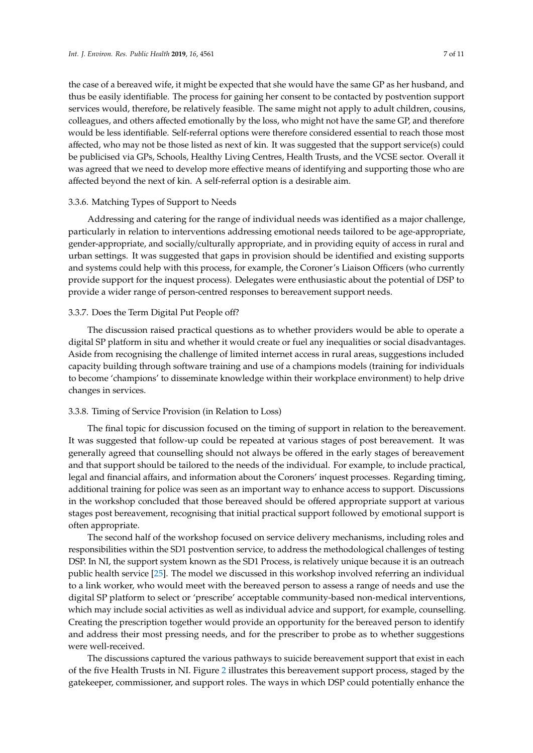the case of a bereaved wife, it might be expected that she would have the same GP as her husband, and thus be easily identifiable. The process for gaining her consent to be contacted by postvention support services would, therefore, be relatively feasible. The same might not apply to adult children, cousins, colleagues, and others affected emotionally by the loss, who might not have the same GP, and therefore would be less identifiable. Self-referral options were therefore considered essential to reach those most affected, who may not be those listed as next of kin. It was suggested that the support service(s) could be publicised via GPs, Schools, Healthy Living Centres, Health Trusts, and the VCSE sector. Overall it was agreed that we need to develop more effective means of identifying and supporting those who are affected beyond the next of kin. A self-referral option is a desirable aim.

#### 3.3.6. Matching Types of Support to Needs

Addressing and catering for the range of individual needs was identified as a major challenge, particularly in relation to interventions addressing emotional needs tailored to be age-appropriate, gender-appropriate, and socially/culturally appropriate, and in providing equity of access in rural and urban settings. It was suggested that gaps in provision should be identified and existing supports and systems could help with this process, for example, the Coroner's Liaison Officers (who currently provide support for the inquest process). Delegates were enthusiastic about the potential of DSP to provide a wider range of person-centred responses to bereavement support needs.

#### 3.3.7. Does the Term Digital Put People off?

The discussion raised practical questions as to whether providers would be able to operate a digital SP platform in situ and whether it would create or fuel any inequalities or social disadvantages. Aside from recognising the challenge of limited internet access in rural areas, suggestions included capacity building through software training and use of a champions models (training for individuals to become 'champions' to disseminate knowledge within their workplace environment) to help drive changes in services.

#### 3.3.8. Timing of Service Provision (in Relation to Loss)

The final topic for discussion focused on the timing of support in relation to the bereavement. It was suggested that follow-up could be repeated at various stages of post bereavement. It was generally agreed that counselling should not always be offered in the early stages of bereavement and that support should be tailored to the needs of the individual. For example, to include practical, legal and financial affairs, and information about the Coroners' inquest processes. Regarding timing, additional training for police was seen as an important way to enhance access to support. Discussions in the workshop concluded that those bereaved should be offered appropriate support at various stages post bereavement, recognising that initial practical support followed by emotional support is often appropriate.

The second half of the workshop focused on service delivery mechanisms, including roles and responsibilities within the SD1 postvention service, to address the methodological challenges of testing DSP. In NI, the support system known as the SD1 Process, is relatively unique because it is an outreach public health service [25]. The model we discussed in this workshop involved referring an individual to a link worker, who would meet with the bereaved person to assess a range of needs and use the digital SP platform to select or 'prescribe' acceptable community-based non-medical interventions, which may include social activities as well as individual advice and support, for example, counselling. Creating the prescription together would provide an opportunity for the bereaved person to identify and address their most pressing needs, and for the prescriber to probe as to whether suggestions were well-received.

The discussions captured the various pathways to suicide bereavement support that exist in each of the five Health Trusts in NI. Figure 2 illustrates this bereavement support process, staged by the gatekeeper, commissioner, and support roles. The ways in which DSP could potentially enhance the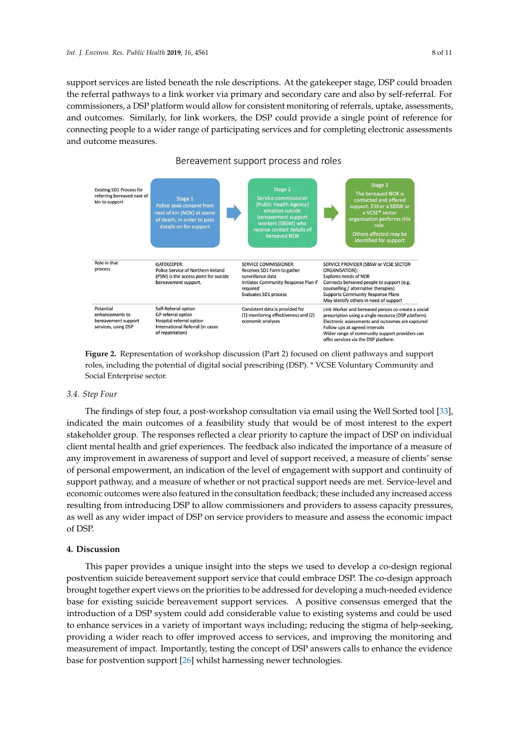support services are listed beneath the role descriptions. At the gatekeeper stage, DSP could broaden the referral pathways to a link worker via primary and secondary care and also by self-referral. For commissioners, a DSP platform would allow for consistent monitoring of referrals, uptake, assessments, and outcomes. Similarly, for link workers, the DSP could provide a single point of reference for connecting people to a wider range of participating services and for completing electronic assessments and outcome measures.

Bereavement support process and roles

| Existing SD1 Process for referring bereaved next of kin to support | Stage 1 Police seek consent from next of kin (NOK) at scene of death, in order to pass details on for support | Stage 2 Service commissioner (Public Health Agency) employs suicide bereavement support workers (SBSW) who receive contact details of bereaved NOK | Stage 3 The bereaved NOK is contacted and offered support. Either a SBSW or a VCSE* sector organisation performs this role. Others affected may be identified for support |
|---|---|---|---|
| Role in that process | GATEKEEPER: Police Service of Northern Ireland (PSNI) is the access point for suicide bereavement support. | SERVICE COMMISSIONER: Receives SD1 Form to gather surveillance data. Initiates Community Response Plan if required. Evaluates SD1 process | SERVICE PROVIDER [SBSW or VCSE SECTOR ORGANISATION]: Explores needs of NOK. Connects bereaved people to support (e.g. counselling / alternative therapies). Supports Community Response Plans. May identify others in need of support |
| Potential enhancements to bereavement support services, using DSP | Self-Referral option. GP referral option. Hospital referral option. International Referral (in cases of repatriation) | Consistent data is provided for (1) monitoring effectiveness and (2) economic analyses | Link Worker and bereaved person co-create a social prescription using a single resource (DSP platform). Electronic assessments and outcomes are captured. Follow ups at agreed intervals. Wider range of community support providers can offer services via the DSP platform |

**Figure 2.** Representation of workshop discussion (Part 2) focused on client pathways and support roles, including the potential of digital social prescribing (DSP). * VCSE Voluntary Community and Social Enterprise sector.

### 3.4. Step Four

The findings of step four, a post-workshop consultation via email using the Well Sorted tool [33], indicated the main outcomes of a feasibility study that would be of most interest to the expert stakeholder group. The responses reflected a clear priority to capture the impact of DSP on individual client mental health and grief experiences. The feedback also indicated the importance of a measure of any improvement in awareness of support and level of support received, a measure of clients' sense of personal empowerment, an indication of the level of engagement with support and continuity of support pathway, and a measure of whether or not practical support needs are met. Service-level and economic outcomes were also featured in the consultation feedback; these included any increased access resulting from introducing DSP to allow commissioners and providers to assess capacity pressures, as well as any wider impact of DSP on service providers to measure and assess the economic impact of DSP.

## 4. Discussion

This paper provides a unique insight into the steps we used to develop a co-design regional postvention suicide bereavement support service that could embrace DSP. The co-design approach brought together expert views on the priorities to be addressed for developing a much-needed evidence base for existing suicide bereavement support services. A positive consensus emerged that the introduction of a DSP system could add considerable value to existing systems and could be used to enhance services in a variety of important ways including; reducing the stigma of help-seeking, providing a wider reach to offer improved access to services, and improving the monitoring and measurement of impact. Importantly, testing the concept of DSP answers calls to enhance the evidence base for postvention support [26] whilst harnessing newer technologies.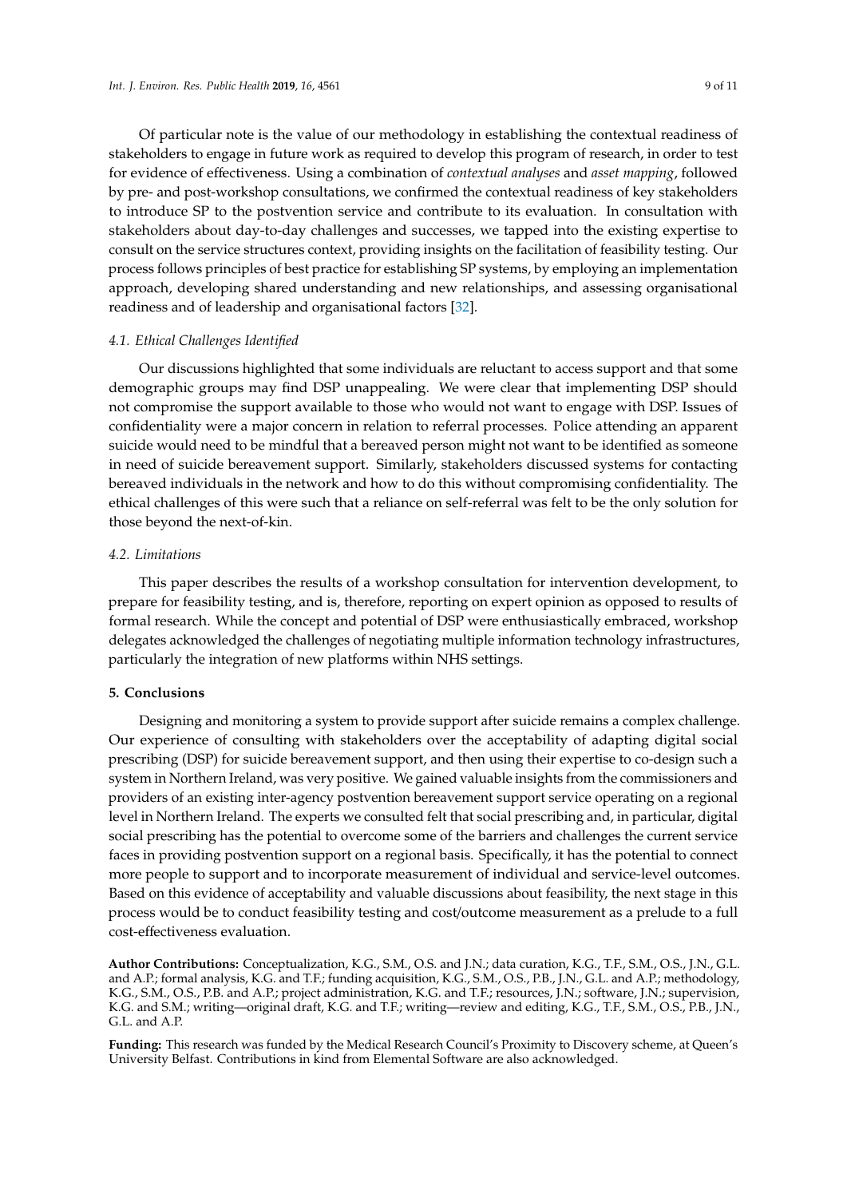Of particular note is the value of our methodology in establishing the contextual readiness of stakeholders to engage in future work as required to develop this program of research, in order to test for evidence of effectiveness. Using a combination of *contextual analyses* and *asset mapping*, followed by pre- and post-workshop consultations, we confirmed the contextual readiness of key stakeholders to introduce SP to the postvention service and contribute to its evaluation. In consultation with stakeholders about day-to-day challenges and successes, we tapped into the existing expertise to consult on the service structures context, providing insights on the facilitation of feasibility testing. Our process follows principles of best practice for establishing SP systems, by employing an implementation approach, developing shared understanding and new relationships, and assessing organisational readiness and of leadership and organisational factors [32].

### 4.1. Ethical Challenges Identified

Our discussions highlighted that some individuals are reluctant to access support and that some demographic groups may find DSP unappealing. We were clear that implementing DSP should not compromise the support available to those who would not want to engage with DSP. Issues of confidentiality were a major concern in relation to referral processes. Police attending an apparent suicide would need to be mindful that a bereaved person might not want to be identified as someone in need of suicide bereavement support. Similarly, stakeholders discussed systems for contacting bereaved individuals in the network and how to do this without compromising confidentiality. The ethical challenges of this were such that a reliance on self-referral was felt to be the only solution for those beyond the next-of-kin.

### 4.2. Limitations

This paper describes the results of a workshop consultation for intervention development, to prepare for feasibility testing, and is, therefore, reporting on expert opinion as opposed to results of formal research. While the concept and potential of DSP were enthusiastically embraced, workshop delegates acknowledged the challenges of negotiating multiple information technology infrastructures, particularly the integration of new platforms within NHS settings.

## 5. Conclusions

Designing and monitoring a system to provide support after suicide remains a complex challenge. Our experience of consulting with stakeholders over the acceptability of adapting digital social prescribing (DSP) for suicide bereavement support, and then using their expertise to co-design such a system in Northern Ireland, was very positive. We gained valuable insights from the commissioners and providers of an existing inter-agency postvention bereavement support service operating on a regional level in Northern Ireland. The experts we consulted felt that social prescribing and, in particular, digital social prescribing has the potential to overcome some of the barriers and challenges the current service faces in providing postvention support on a regional basis. Specifically, it has the potential to connect more people to support and to incorporate measurement of individual and service-level outcomes. Based on this evidence of acceptability and valuable discussions about feasibility, the next stage in this process would be to conduct feasibility testing and cost/outcome measurement as a prelude to a full cost-effectiveness evaluation.

**Author Contributions:** Conceptualization, K.G., S.M., O.S. and J.N.; data curation, K.G., T.F., S.M., O.S., J.N., G.L. and A.P.; formal analysis, K.G. and T.F.; funding acquisition, K.G., S.M., O.S., P.B., J.N., G.L. and A.P.; methodology, K.G., S.M., O.S., P.B. and A.P.; project administration, K.G. and T.F.; resources, J.N.; software, J.N.; supervision, K.G. and S.M.; writing—original draft, K.G. and T.F.; writing—review and editing, K.G., T.F., S.M., O.S., P.B., J.N., G.L. and A.P.

**Funding:** This research was funded by the Medical Research Council's Proximity to Discovery scheme, at Queen's University Belfast. Contributions in kind from Elemental Software are also acknowledged.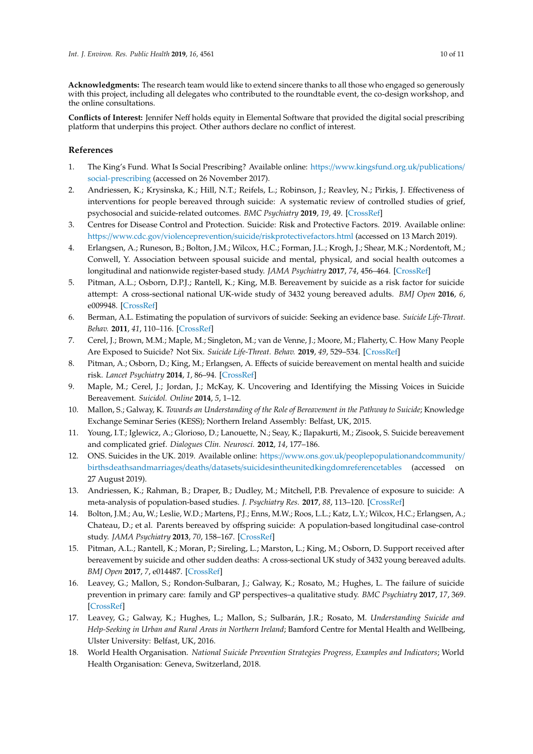**Acknowledgments:** The research team would like to extend sincere thanks to all those who engaged so generously with this project, including all delegates who contributed to the roundtable event, the co-design workshop, and the online consultations.

**Conflicts of Interest:** Jennifer Neff holds equity in Elemental Software that provided the digital social prescribing platform that underpins this project. Other authors declare no conflict of interest.

## References

1. The King's Fund. What Is Social Prescribing? Available online: https://www.kingsfund.org.uk/publications/social-prescribing (accessed on 26 November 2017).
2. Andriessen, K.; Krysinska, K.; Hill, N.T.; Reifels, L.; Robinson, J.; Reavley, N.; Pirkis, J. Effectiveness of interventions for people bereaved through suicide: A systematic review of controlled studies of grief, psychosocial and suicide-related outcomes. *BMC Psychiatry* **2019**, *19*, 49. [CrossRef]
3. Centres for Disease Control and Protection. Suicide: Risk and Protective Factors. 2019. Available online: https://www.cdc.gov/violenceprevention/suicide/riskprotectivefactors.html (accessed on 13 March 2019).
4. Erlangsen, A.; Runeson, B.; Bolton, J.M.; Wilcox, H.C.; Forman, J.L.; Krogh, J.; Shear, M.K.; Nordentoft, M.; Conwell, Y. Association between spousal suicide and mental, physical, and social health outcomes a longitudinal and nationwide register-based study. *JAMA Psychiatry* **2017**, *74*, 456–464. [CrossRef]
5. Pitman, A.L.; Osborn, D.P.J.; Rantell, K.; King, M.B. Bereavement by suicide as a risk factor for suicide attempt: A cross-sectional national UK-wide study of 3432 young bereaved adults. *BMJ Open* **2016**, *6*, e009948. [CrossRef]
6. Berman, A.L. Estimating the population of survivors of suicide: Seeking an evidence base. *Suicide Life-Threat. Behav.* **2011**, *41*, 110–116. [CrossRef]
7. Cerel, J.; Brown, M.M.; Maple, M.; Singleton, M.; van de Venne, J.; Moore, M.; Flaherty, C. How Many People Are Exposed to Suicide? Not Six. *Suicide Life-Threat. Behav.* **2019**, *49*, 529–534. [CrossRef]
8. Pitman, A.; Osborn, D.; King, M.; Erlangsen, A. Effects of suicide bereavement on mental health and suicide risk. *Lancet Psychiatry* **2014**, *1*, 86–94. [CrossRef]
9. Maple, M.; Cerel, J.; Jordan, J.; McKay, K. Uncovering and Identifying the Missing Voices in Suicide Bereavement. *Suicidol. Online* **2014**, *5*, 1–12.
10. Mallon, S.; Galway, K. *Towards an Understanding of the Role of Bereavement in the Pathway to Suicide*; Knowledge Exchange Seminar Series (KESS); Northern Ireland Assembly: Belfast, UK, 2015.
11. Young, I.T.; Iglewicz, A.; Glorioso, D.; Lanouette, N.; Seay, K.; Ilapakurti, M.; Zisook, S. Suicide bereavement and complicated grief. *Dialogues Clin. Neurosci.* **2012**, *14*, 177–186.
12. ONS. Suicides in the UK. 2019. Available online: https://www.ons.gov.uk/peoplepopulationandcommunity/birthsdeathsandmarriages/deaths/datasets/suicidesintheunitedkingdomreferencetables (accessed on 27 August 2019).
13. Andriessen, K.; Rahman, B.; Draper, B.; Dudley, M.; Mitchell, P.B. Prevalence of exposure to suicide: A meta-analysis of population-based studies. *J. Psychiatry Res.* **2017**, *88*, 113–120. [CrossRef]
14. Bolton, J.M.; Au, W.; Leslie, W.D.; Martens, P.J.; Enns, M.W.; Roos, L.L.; Katz, L.Y.; Wilcox, H.C.; Erlangsen, A.; Chateau, D.; et al. Parents bereaved by offspring suicide: A population-based longitudinal case-control study. *JAMA Psychiatry* **2013**, *70*, 158–167. [CrossRef]
15. Pitman, A.L.; Rantell, K.; Moran, P.; Sireling, L.; Marston, L.; King, M.; Osborn, D. Support received after bereavement by suicide and other sudden deaths: A cross-sectional UK study of 3432 young bereaved adults. *BMJ Open* **2017**, *7*, e014487. [CrossRef]
16. Leavey, G.; Mallon, S.; Rondon-Sulbaran, J.; Galway, K.; Rosato, M.; Hughes, L. The failure of suicide prevention in primary care: family and GP perspectives–a qualitative study. *BMC Psychiatry* **2017**, *17*, 369. [CrossRef]
17. Leavey, G.; Galway, K.; Hughes, L.; Mallon, S.; Sulbarán, J.R.; Rosato, M. *Understanding Suicide and Help-Seeking in Urban and Rural Areas in Northern Ireland*; Bamford Centre for Mental Health and Wellbeing, Ulster University: Belfast, UK, 2016.
18. World Health Organisation. *National Suicide Prevention Strategies Progress, Examples and Indicators*; World Health Organisation: Geneva, Switzerland, 2018.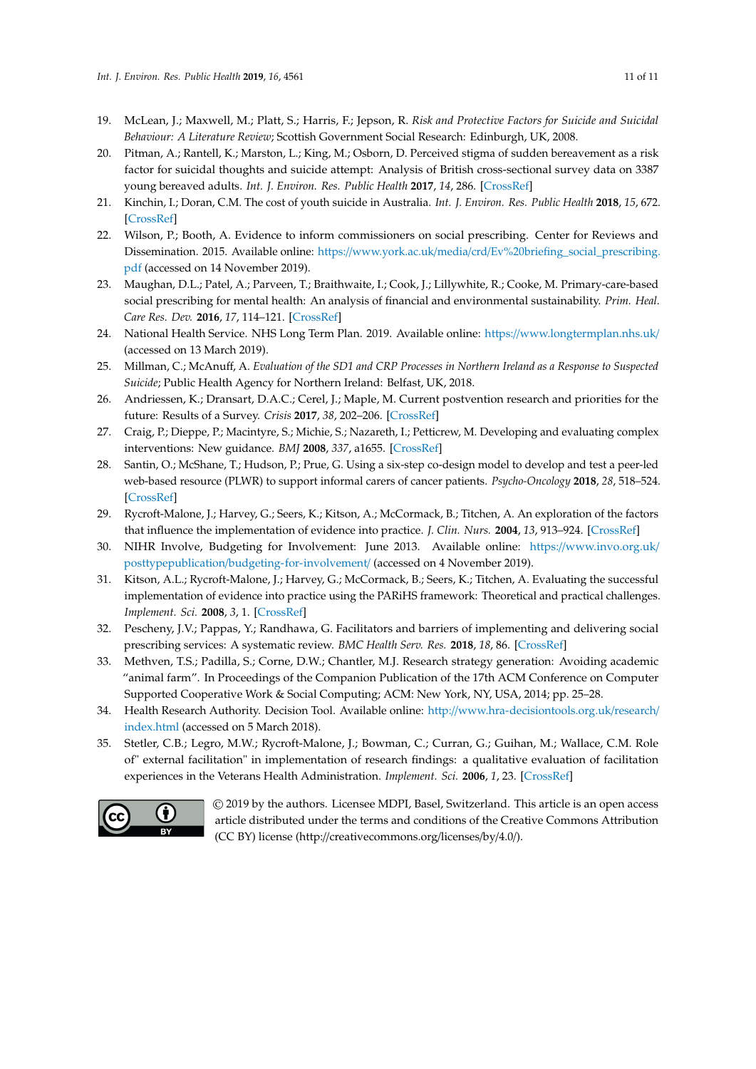19. McLean, J.; Maxwell, M.; Platt, S.; Harris, F.; Jepson, R. *Risk and Protective Factors for Suicide and Suicidal Behaviour: A Literature Review*; Scottish Government Social Research: Edinburgh, UK, 2008.
20. Pitman, A.; Rantell, K.; Marston, L.; King, M.; Osborn, D. Perceived stigma of sudden bereavement as a risk factor for suicidal thoughts and suicide attempt: Analysis of British cross-sectional survey data on 3387 young bereaved adults. *Int. J. Environ. Res. Public Health* **2017**, *14*, 286. [CrossRef]
21. Kinchin, I.; Doran, C.M. The cost of youth suicide in Australia. *Int. J. Environ. Res. Public Health* **2018**, *15*, 672. [CrossRef]
22. Wilson, P.; Booth, A. Evidence to inform commissioners on social prescribing. Center for Reviews and Dissemination. 2015. Available online: https://www.york.ac.uk/media/crd/Ev%20briefing_social_prescribing.pdf (accessed on 14 November 2019).
23. Maughan, D.L.; Patel, A.; Parveen, T.; Braithwaite, I.; Cook, J.; Lillywhite, R.; Cooke, M. Primary-care-based social prescribing for mental health: An analysis of financial and environmental sustainability. *Prim. Heal. Care Res. Dev.* **2016**, *17*, 114–121. [CrossRef]
24. National Health Service. NHS Long Term Plan. 2019. Available online: https://www.longtermplan.nhs.uk/ (accessed on 13 March 2019).
25. Millman, C.; McAnuff, A. *Evaluation of the SD1 and CRP Processes in Northern Ireland as a Response to Suspected Suicide*; Public Health Agency for Northern Ireland: Belfast, UK, 2018.
26. Andriessen, K.; Dransart, D.A.C.; Cerel, J.; Maple, M. Current postvention research and priorities for the future: Results of a Survey. *Crisis* **2017**, *38*, 202–206. [CrossRef]
27. Craig, P.; Dieppe, P.; Macintyre, S.; Michie, S.; Nazareth, I.; Petticrew, M. Developing and evaluating complex interventions: New guidance. *BMJ* **2008**, *337*, a1655. [CrossRef]
28. Santin, O.; McShane, T.; Hudson, P.; Prue, G. Using a six-step co-design model to develop and test a peer-led web-based resource (PLWR) to support informal carers of cancer patients. *Psycho-Oncology* **2018**, *28*, 518–524. [CrossRef]
29. Rycroft-Malone, J.; Harvey, G.; Seers, K.; Kitson, A.; McCormack, B.; Titchen, A. An exploration of the factors that influence the implementation of evidence into practice. *J. Clin. Nurs.* **2004**, *13*, 913–924. [CrossRef]
30. NIHR Involve, Budgeting for Involvement: June 2013. Available online: https://www.invo.org.uk/posttypepublication/budgeting-for-involvement/ (accessed on 4 November 2019).
31. Kitson, A.L.; Rycroft-Malone, J.; Harvey, G.; McCormack, B.; Seers, K.; Titchen, A. Evaluating the successful implementation of evidence into practice using the PARiHS framework: Theoretical and practical challenges. *Implement. Sci.* **2008**, *3*, 1. [CrossRef]
32. Pescheny, J.V.; Pappas, Y.; Randhawa, G. Facilitators and barriers of implementing and delivering social prescribing services: A systematic review. *BMC Health Serv. Res.* **2018**, *18*, 86. [CrossRef]
33. Methven, T.S.; Padilla, S.; Corne, D.W.; Chantler, M.J. Research strategy generation: Avoiding academic "animal farm". In Proceedings of the Companion Publication of the 17th ACM Conference on Computer Supported Cooperative Work & Social Computing; ACM: New York, NY, USA, 2014; pp. 25–28.
34. Health Research Authority. Decision Tool. Available online: http://www.hra-decisiontools.org.uk/research/index.html (accessed on 5 March 2018).
35. Stetler, C.B.; Legro, M.W.; Rycroft-Malone, J.; Bowman, C.; Curran, G.; Guihan, M.; Wallace, C.M. Role of" external facilitation" in implementation of research findings: a qualitative evaluation of facilitation experiences in the Veterans Health Administration. *Implement. Sci.* **2006**, *1*, 23. [CrossRef]

© 2019 by the authors. Licensee MDPI, Basel, Switzerland. This article is an open access article distributed under the terms and conditions of the Creative Commons Attribution (CC BY) license (http://creativecommons.org/licenses/by/4.0/).